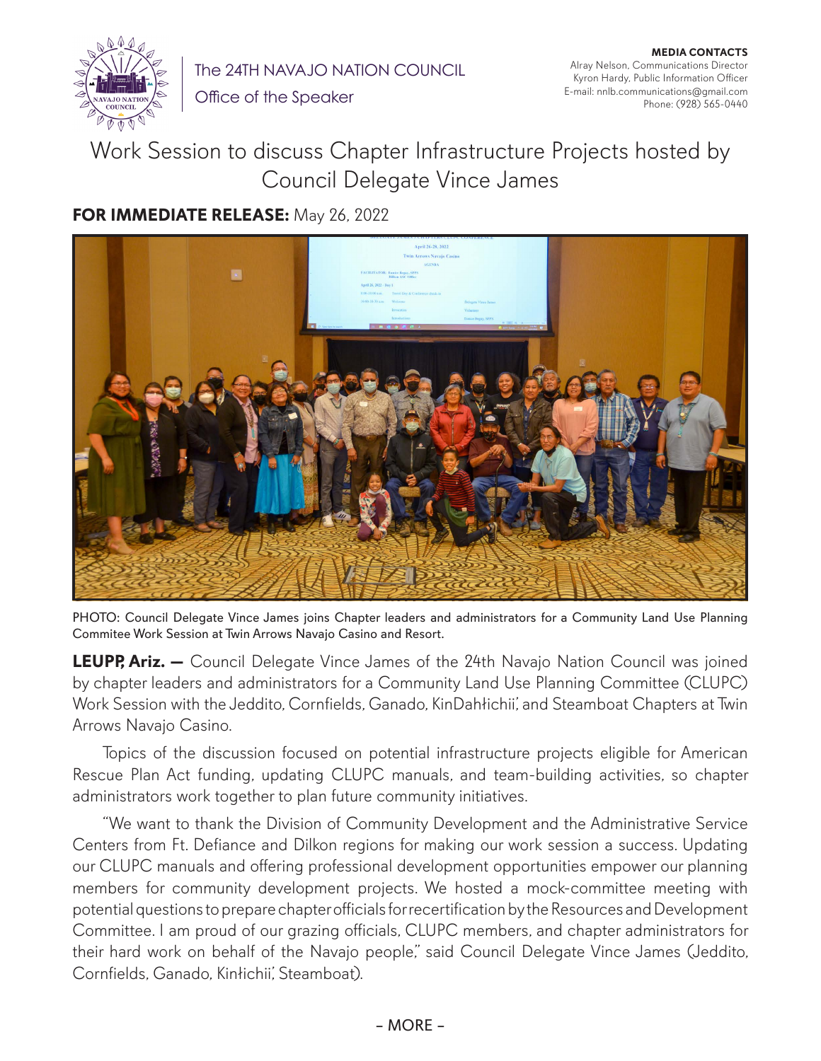The 24TH NAVAJO NATION COUNCIL

Office of the Speaker

**MEDIA CONTACTS**
Alray Nelson, Communications Director
Kyron Hardy, Public Information Officer
E-mail: nnlb.communications@gmail.com
Phone: (928) 565-0440

# Work Session to discuss Chapter Infrastructure Projects hosted by Council Delegate Vince James

**FOR IMMEDIATE RELEASE:** May 26, 2022

PHOTO: Council Delegate Vince James joins Chapter leaders and administrators for a Community Land Use Planning Commitee Work Session at Twin Arrows Navajo Casino and Resort.

**LEUPP, Ariz. —** Council Delegate Vince James of the 24th Navajo Nation Council was joined by chapter leaders and administrators for a Community Land Use Planning Committee (CLUPC) Work Session with the Jeddito, Cornfields, Ganado, KinDahłichii', and Steamboat Chapters at Twin Arrows Navajo Casino.

Topics of the discussion focused on potential infrastructure projects eligible for American Rescue Plan Act funding, updating CLUPC manuals, and team-building activities, so chapter administrators work together to plan future community initiatives.

"We want to thank the Division of Community Development and the Administrative Service Centers from Ft. Defiance and Dilkon regions for making our work session a success. Updating our CLUPC manuals and offering professional development opportunities empower our planning members for community development projects. We hosted a mock-committee meeting with potential questions to prepare chapter officials for recertification by the Resources and Development Committee. I am proud of our grazing officials, CLUPC members, and chapter administrators for their hard work on behalf of the Navajo people," said Council Delegate Vince James (Jeddito, Cornfields, Ganado, Kinłichii', Steamboat).

– MORE –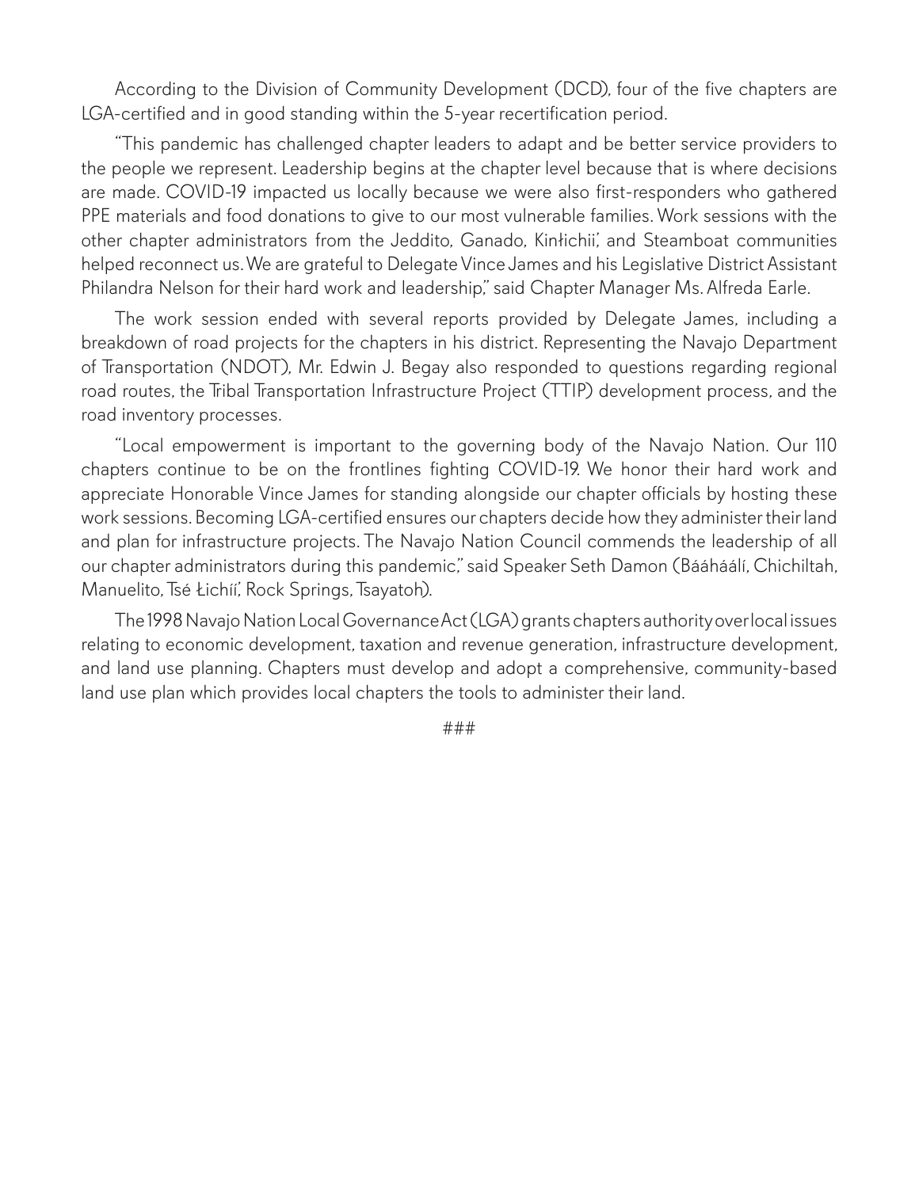According to the Division of Community Development (DCD), four of the five chapters are LGA-certified and in good standing within the 5-year recertification period.

"This pandemic has challenged chapter leaders to adapt and be better service providers to the people we represent. Leadership begins at the chapter level because that is where decisions are made. COVID-19 impacted us locally because we were also first-responders who gathered PPE materials and food donations to give to our most vulnerable families. Work sessions with the other chapter administrators from the Jeddito, Ganado, Kinłichii', and Steamboat communities helped reconnect us. We are grateful to Delegate Vince James and his Legislative District Assistant Philandra Nelson for their hard work and leadership," said Chapter Manager Ms. Alfreda Earle.

The work session ended with several reports provided by Delegate James, including a breakdown of road projects for the chapters in his district. Representing the Navajo Department of Transportation (NDOT), Mr. Edwin J. Begay also responded to questions regarding regional road routes, the Tribal Transportation Infrastructure Project (TTIP) development process, and the road inventory processes.

"Local empowerment is important to the governing body of the Navajo Nation. Our 110 chapters continue to be on the frontlines fighting COVID-19. We honor their hard work and appreciate Honorable Vince James for standing alongside our chapter officials by hosting these work sessions. Becoming LGA-certified ensures our chapters decide how they administer their land and plan for infrastructure projects. The Navajo Nation Council commends the leadership of all our chapter administrators during this pandemic," said Speaker Seth Damon (Bááháálí, Chichiltah, Manuelito, Tsé Łichíí', Rock Springs, Tsayatoh).

The 1998 Navajo Nation Local Governance Act (LGA) grants chapters authority over local issues relating to economic development, taxation and revenue generation, infrastructure development, and land use planning. Chapters must develop and adopt a comprehensive, community-based land use plan which provides local chapters the tools to administer their land.

###